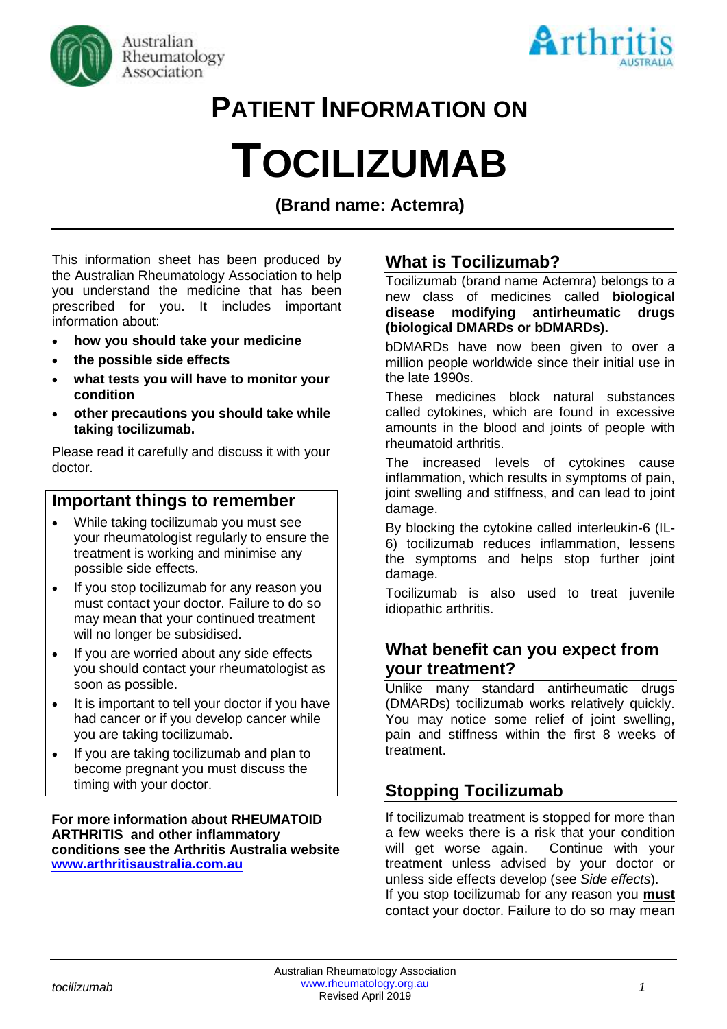# PATIENT INFORMATION ON

# TOCILIZUMAB

**(Brand name: Actemra)**

This information sheet has been produced by the Australian Rheumatology Association to help you understand the medicine that has been prescribed for you. It includes important information about:

- **how you should take your medicine**
- **the possible side effects**
- **what tests you will have to monitor your condition**
- **other precautions you should take while taking tocilizumab.**

Please read it carefully and discuss it with your doctor.

## Important things to remember

- While taking tocilizumab you must see your rheumatologist regularly to ensure the treatment is working and minimise any possible side effects.
- If you stop tocilizumab for any reason you must contact your doctor. Failure to do so may mean that your continued treatment will no longer be subsidised.
- If you are worried about any side effects you should contact your rheumatologist as soon as possible.
- It is important to tell your doctor if you have had cancer or if you develop cancer while you are taking tocilizumab.
- If you are taking tocilizumab and plan to become pregnant you must discuss the timing with your doctor.

**For more information about RHEUMATOID ARTHRITIS and other inflammatory conditions see the Arthritis Australia website [www.arthritisaustralia.com.au](http://www.arthritisaustralia.com.au)**

## What is Tocilizumab?

Tocilizumab (brand name Actemra) belongs to a new class of medicines called **biological disease modifying antirheumatic drugs (biological DMARDs or bDMARDs).**

bDMARDs have now been given to over a million people worldwide since their initial use in the late 1990s.

These medicines block natural substances called cytokines, which are found in excessive amounts in the blood and joints of people with rheumatoid arthritis.

The increased levels of cytokines cause inflammation, which results in symptoms of pain, joint swelling and stiffness, and can lead to joint damage.

By blocking the cytokine called interleukin-6 (IL-6) tocilizumab reduces inflammation, lessens the symptoms and helps stop further joint damage.

Tocilizumab is also used to treat juvenile idiopathic arthritis.

## What benefit can you expect from your treatment?

Unlike many standard antirheumatic drugs (DMARDs) tocilizumab works relatively quickly. You may notice some relief of joint swelling, pain and stiffness within the first 8 weeks of treatment.

## Stopping Tocilizumab

If tocilizumab treatment is stopped for more than a few weeks there is a risk that your condition will get worse again. Continue with your treatment unless advised by your doctor or unless side effects develop (see *Side effects*).

If you stop tocilizumab for any reason you **must** contact your doctor. Failure to do so may mean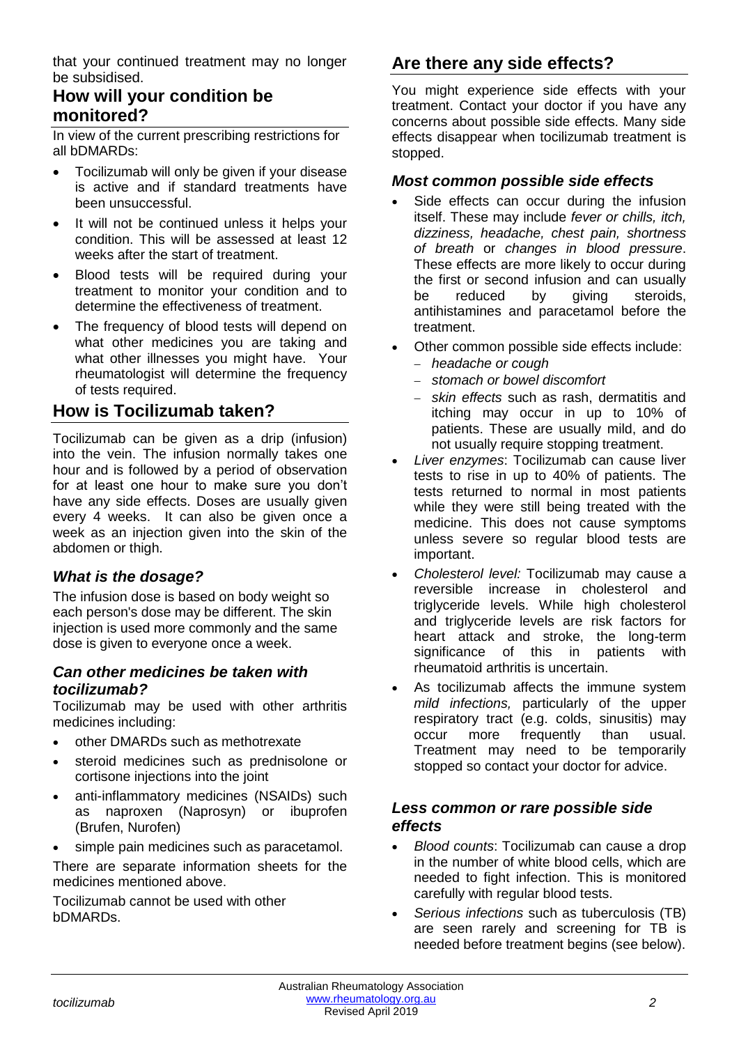that your continued treatment may no longer be subsidised.

## How will your condition be monitored?

In view of the current prescribing restrictions for all bDMARDs:

- Tocilizumab will only be given if your disease is active and if standard treatments have been unsuccessful.
- It will not be continued unless it helps your condition. This will be assessed at least 12 weeks after the start of treatment.
- Blood tests will be required during your treatment to monitor your condition and to determine the effectiveness of treatment.
- The frequency of blood tests will depend on what other medicines you are taking and what other illnesses you might have. Your rheumatologist will determine the frequency of tests required.

## How is Tocilizumab taken?

Tocilizumab can be given as a drip (infusion) into the vein. The infusion normally takes one hour and is followed by a period of observation for at least one hour to make sure you don't have any side effects. Doses are usually given every 4 weeks. It can also be given once a week as an injection given into the skin of the abdomen or thigh.

### *What is the dosage?*

The infusion dose is based on body weight so each person's dose may be different. The skin injection is used more commonly and the same dose is given to everyone once a week.

### *Can other medicines be taken with tocilizumab?*

Tocilizumab may be used with other arthritis medicines including:

- other DMARDs such as methotrexate
- steroid medicines such as prednisolone or cortisone injections into the joint
- anti-inflammatory medicines (NSAIDs) such as naproxen (Naprosyn) or ibuprofen (Brufen, Nurofen)
- simple pain medicines such as paracetamol.

There are separate information sheets for the medicines mentioned above.

Tocilizumab cannot be used with other bDMARDs.

## Are there any side effects?

You might experience side effects with your treatment. Contact your doctor if you have any concerns about possible side effects. Many side effects disappear when tocilizumab treatment is stopped.

### *Most common possible side effects*

- Side effects can occur during the infusion itself. These may include *fever or chills, itch, dizziness, headache, chest pain, shortness of breath* or *changes in blood pressure*. These effects are more likely to occur during the first or second infusion and can usually be reduced by giving steroids, antihistamines and paracetamol before the treatment.
- Other common possible side effects include:
  - *headache or cough*
  - *stomach or bowel discomfort*
  - *skin effects* such as rash, dermatitis and itching may occur in up to 10% of patients. These are usually mild, and do not usually require stopping treatment.
- *Liver enzymes*: Tocilizumab can cause liver tests to rise in up to 40% of patients. The tests returned to normal in most patients while they were still being treated with the medicine. This does not cause symptoms unless severe so regular blood tests are important.
- *Cholesterol level:* Tocilizumab may cause a reversible increase in cholesterol and triglyceride levels. While high cholesterol and triglyceride levels are risk factors for heart attack and stroke, the long-term significance of this in patients with rheumatoid arthritis is uncertain.
- As tocilizumab affects the immune system *mild infections,* particularly of the upper respiratory tract (e.g. colds, sinusitis) may occur more frequently than usual. Treatment may need to be temporarily stopped so contact your doctor for advice.

### *Less common or rare possible side effects*

- *Blood counts*: Tocilizumab can cause a drop in the number of white blood cells, which are needed to fight infection. This is monitored carefully with regular blood tests.
- *Serious infections* such as tuberculosis (TB) are seen rarely and screening for TB is needed before treatment begins (see below).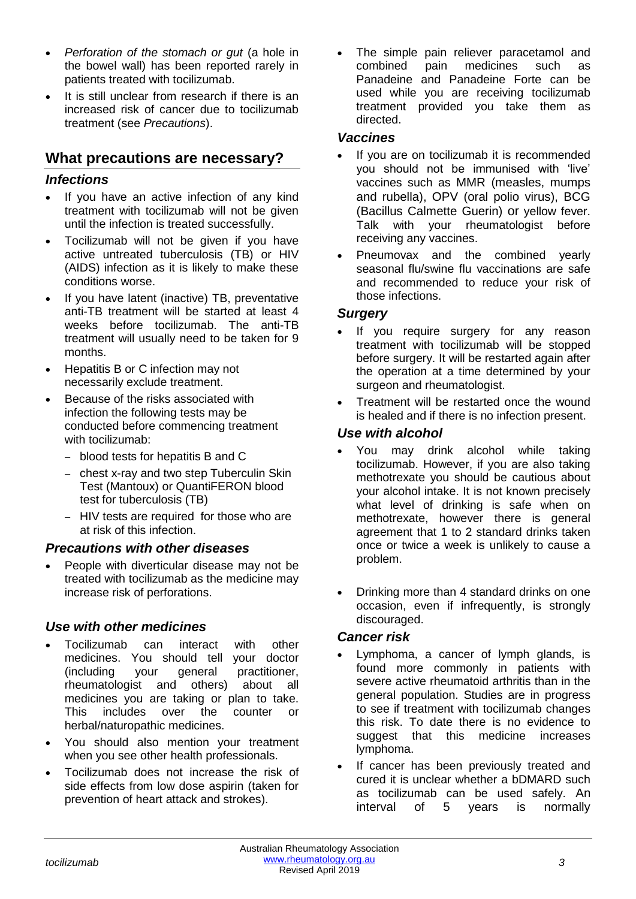- *Perforation of the stomach or gut* (a hole in the bowel wall) has been reported rarely in patients treated with tocilizumab.
- It is still unclear from research if there is an increased risk of cancer due to tocilizumab treatment (see *Precautions*).

## What precautions are necessary?

### *Infections*

- If you have an active infection of any kind treatment with tocilizumab will not be given until the infection is treated successfully.
- Tocilizumab will not be given if you have active untreated tuberculosis (TB) or HIV (AIDS) infection as it is likely to make these conditions worse.
- If you have latent (inactive) TB, preventative anti-TB treatment will be started at least 4 weeks before tocilizumab. The anti-TB treatment will usually need to be taken for 9 months.
- Hepatitis B or C infection may not necessarily exclude treatment.
- Because of the risks associated with infection the following tests may be conducted before commencing treatment with tocilizumab:
  - blood tests for hepatitis B and C
  - chest x-ray and two step Tuberculin Skin Test (Mantoux) or QuantiFERON blood test for tuberculosis (TB)
  - HIV tests are required for those who are at risk of this infection.

### *Precautions with other diseases*

- People with diverticular disease may not be treated with tocilizumab as the medicine may increase risk of perforations.

### *Use with other medicines*

- Tocilizumab can interact with other medicines. You should tell your doctor (including your general practitioner, rheumatologist and others) about all medicines you are taking or plan to take. This includes over the counter or herbal/naturopathic medicines.
- You should also mention your treatment when you see other health professionals.
- Tocilizumab does not increase the risk of side effects from low dose aspirin (taken for prevention of heart attack and strokes).
- The simple pain reliever paracetamol and combined pain medicines such as Panadeine and Panadeine Forte can be used while you are receiving tocilizumab treatment provided you take them as directed.

### *Vaccines*

- If you are on tocilizumab it is recommended you should not be immunised with 'live' vaccines such as MMR (measles, mumps and rubella), OPV (oral polio virus), BCG (Bacillus Calmette Guerin) or yellow fever. Talk with your rheumatologist before receiving any vaccines.
- Pneumovax and the combined yearly seasonal flu/swine flu vaccinations are safe and recommended to reduce your risk of those infections.

### *Surgery*

- If you require surgery for any reason treatment with tocilizumab will be stopped before surgery. It will be restarted again after the operation at a time determined by your surgeon and rheumatologist.
- Treatment will be restarted once the wound is healed and if there is no infection present.

### *Use with alcohol*

- You may drink alcohol while taking tocilizumab. However, if you are also taking methotrexate you should be cautious about your alcohol intake. It is not known precisely what level of drinking is safe when on methotrexate, however there is general agreement that 1 to 2 standard drinks taken once or twice a week is unlikely to cause a problem.
- Drinking more than 4 standard drinks on one occasion, even if infrequently, is strongly discouraged.

### *Cancer risk*

- Lymphoma, a cancer of lymph glands, is found more commonly in patients with severe active rheumatoid arthritis than in the general population. Studies are in progress to see if treatment with tocilizumab changes this risk. To date there is no evidence to suggest that this medicine increases lymphoma.
- If cancer has been previously treated and cured it is unclear whether a bDMARD such as tocilizumab can be used safely. An interval of 5 years is normally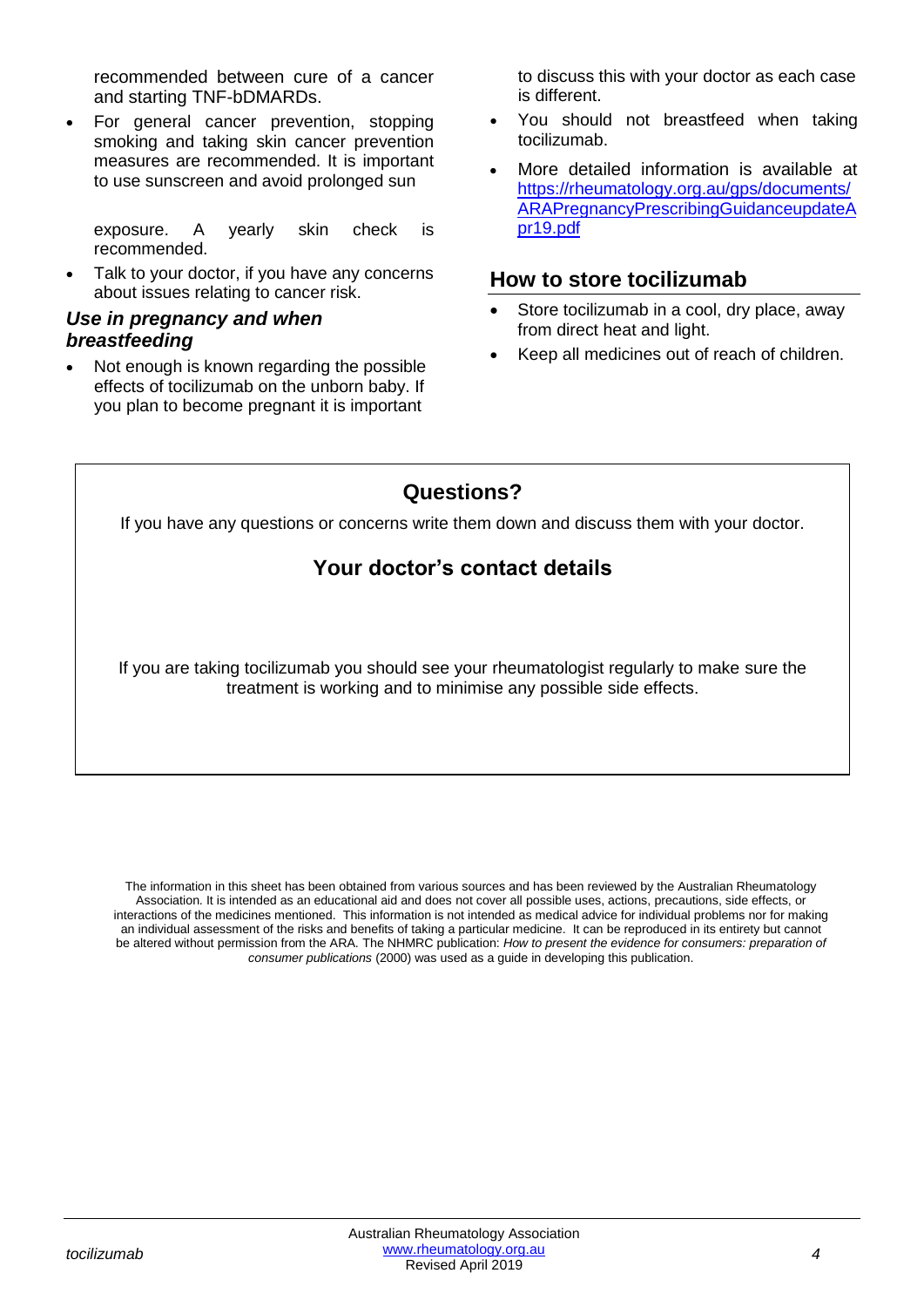recommended between cure of a cancer and starting TNF-bDMARDs.

- For general cancer prevention, stopping smoking and taking skin cancer prevention measures are recommended. It is important to use sunscreen and avoid prolonged sun exposure. A yearly skin check is recommended.
- Talk to your doctor, if you have any concerns about issues relating to cancer risk.

### *Use in pregnancy and when breastfeeding*

- Not enough is known regarding the possible effects of tocilizumab on the unborn baby. If you plan to become pregnant it is important to discuss this with your doctor as each case is different.
- You should not breastfeed when taking tocilizumab.
- More detailed information is available at https://rheumatology.org.au/gps/documents/ARAPregnancyPrescribingGuidanceupdateApr19.pdf

## How to store tocilizumab

- Store tocilizumab in a cool, dry place, away from direct heat and light.
- Keep all medicines out of reach of children.

## Questions?

If you have any questions or concerns write them down and discuss them with your doctor.

## Your doctor's contact details

If you are taking tocilizumab you should see your rheumatologist regularly to make sure the treatment is working and to minimise any possible side effects.

The information in this sheet has been obtained from various sources and has been reviewed by the Australian Rheumatology Association. It is intended as an educational aid and does not cover all possible uses, actions, precautions, side effects, or interactions of the medicines mentioned. This information is not intended as medical advice for individual problems nor for making an individual assessment of the risks and benefits of taking a particular medicine. It can be reproduced in its entirety but cannot be altered without permission from the ARA. The NHMRC publication: *How to present the evidence for consumers: preparation of consumer publications* (2000) was used as a guide in developing this publication.